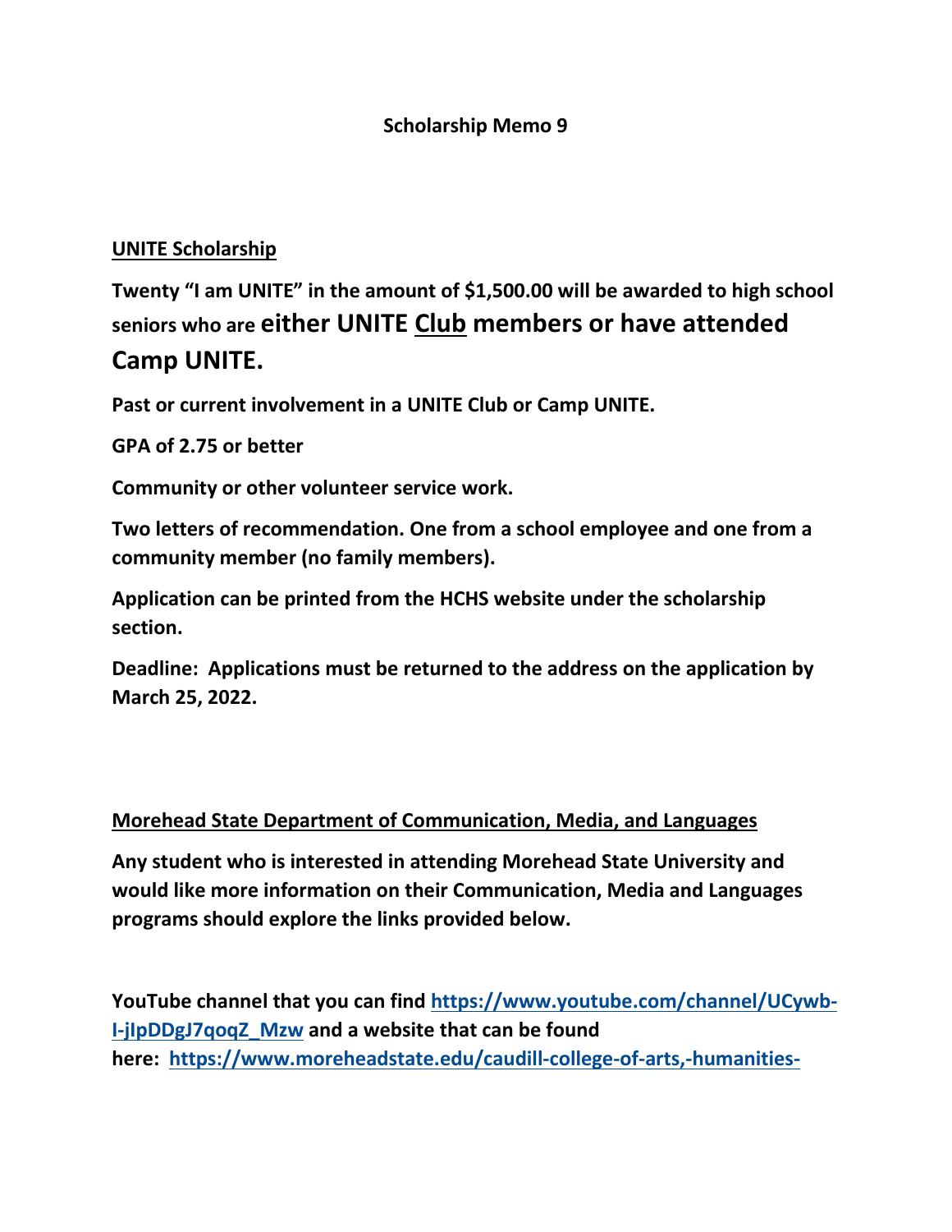**Scholarship Memo 9**

**UNITE Scholarship**

**Twenty "I am UNITE" in the amount of $1,500.00 will be awarded to high school seniors who are either UNITE Club members or have attended Camp UNITE.**

**Past or current involvement in a UNITE Club or Camp UNITE.**

**GPA of 2.75 or better**

**Community or other volunteer service work.**

**Two letters of recommendation. One from a school employee and one from a community member (no family members).**

**Application can be printed from the HCHS website under the scholarship section.**

**Deadline: Applications must be returned to the address on the application by March 25, 2022.**

**Morehead State Department of Communication, Media, and Languages**

**Any student who is interested in attending Morehead State University and would like more information on their Communication, Media and Languages programs should explore the links provided below.**

**YouTube channel that you can find https://www.youtube.com/channel/UCywb-I-jIpDDgJ7qoqZ_Mzw and a website that can be found here: https://www.moreheadstate.edu/caudill-college-of-arts,-humanities-**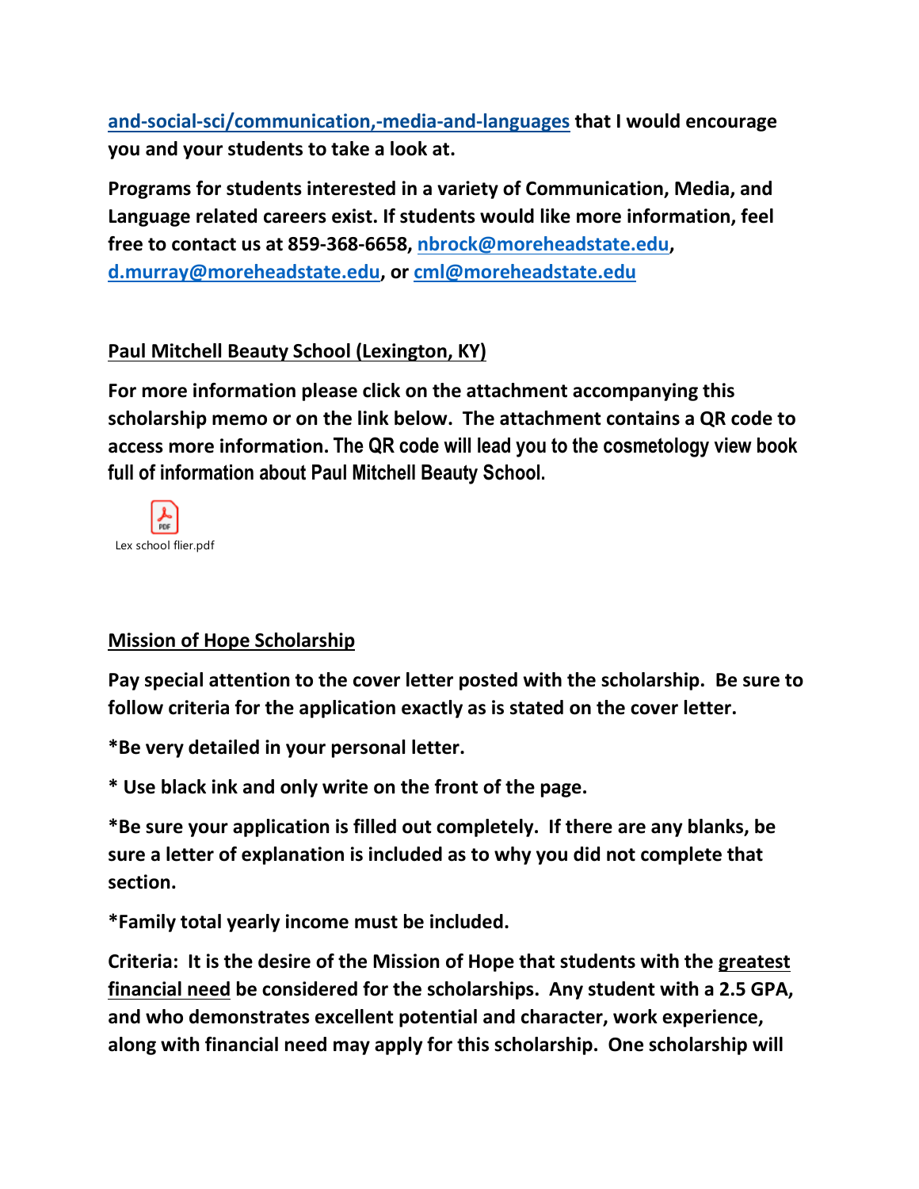**[and-social-sci/communication,-media-and-languages](and-social-sci/communication,-media-and-languages) that I would encourage you and your students to take a look at.**

**Programs for students interested in a variety of Communication, Media, and Language related careers exist. If students would like more information, feel free to contact us at 859-368-6658, nbrock@moreheadstate.edu, d.murray@moreheadstate.edu, or cml@moreheadstate.edu**

**Paul Mitchell Beauty School (Lexington, KY)**

**For more information please click on the attachment accompanying this scholarship memo or on the link below. The attachment contains a QR code to access more information. The QR code will lead you to the cosmetology view book full of information about Paul Mitchell Beauty School.**

Lex school flier.pdf

**Mission of Hope Scholarship**

**Pay special attention to the cover letter posted with the scholarship. Be sure to follow criteria for the application exactly as is stated on the cover letter.**

**\*Be very detailed in your personal letter.**

**\* Use black ink and only write on the front of the page.**

**\*Be sure your application is filled out completely. If there are any blanks, be sure a letter of explanation is included as to why you did not complete that section.**

**\*Family total yearly income must be included.**

**Criteria: It is the desire of the Mission of Hope that students with the greatest financial need be considered for the scholarships. Any student with a 2.5 GPA, and who demonstrates excellent potential and character, work experience, along with financial need may apply for this scholarship. One scholarship will**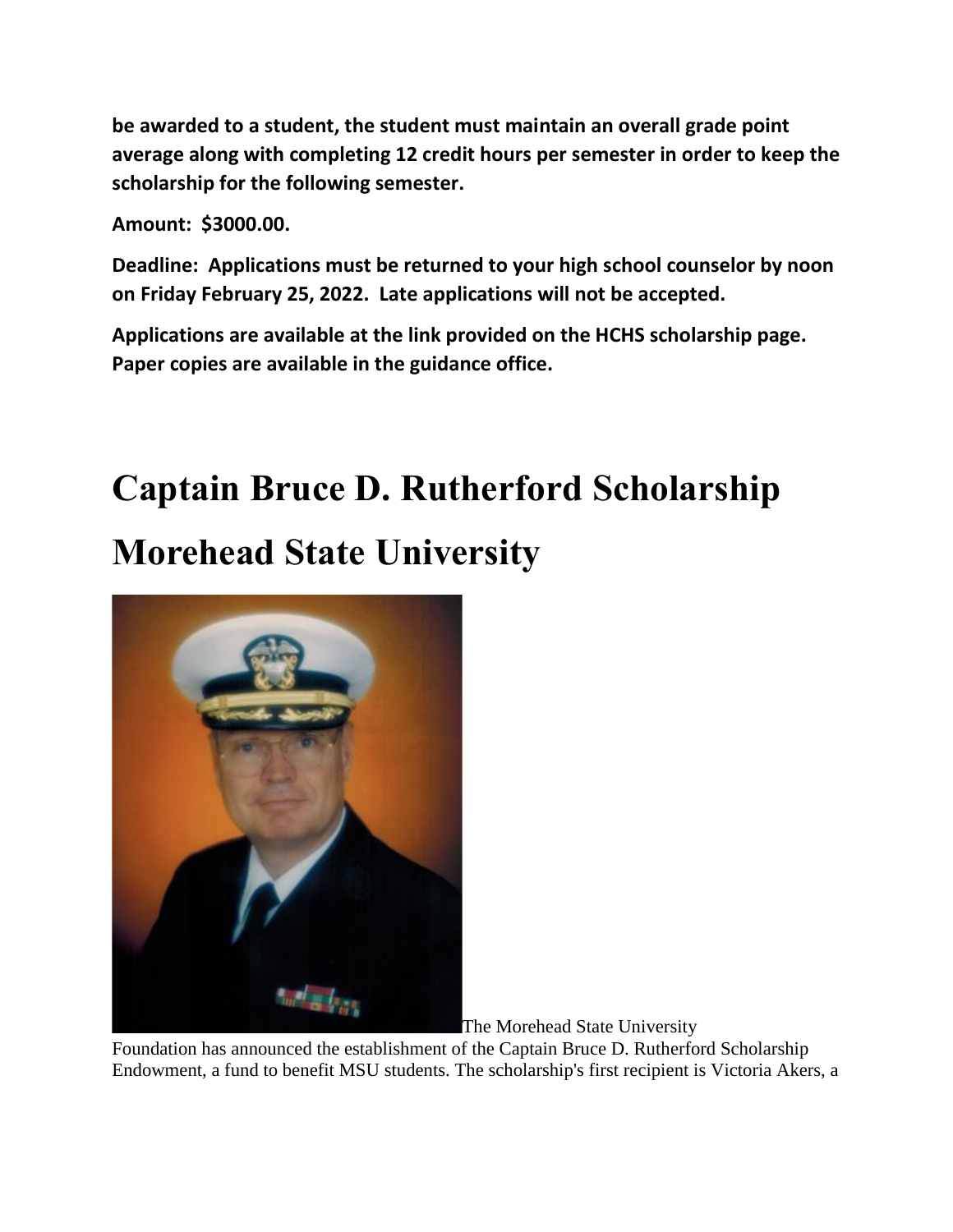**be awarded to a student, the student must maintain an overall grade point average along with completing 12 credit hours per semester in order to keep the scholarship for the following semester.**

**Amount: $3000.00.**

**Deadline: Applications must be returned to your high school counselor by noon on Friday February 25, 2022. Late applications will not be accepted.**

**Applications are available at the link provided on the HCHS scholarship page. Paper copies are available in the guidance office.**

# Captain Bruce D. Rutherford Scholarship

# Morehead State University

The Morehead State University Foundation has announced the establishment of the Captain Bruce D. Rutherford Scholarship Endowment, a fund to benefit MSU students. The scholarship's first recipient is Victoria Akers, a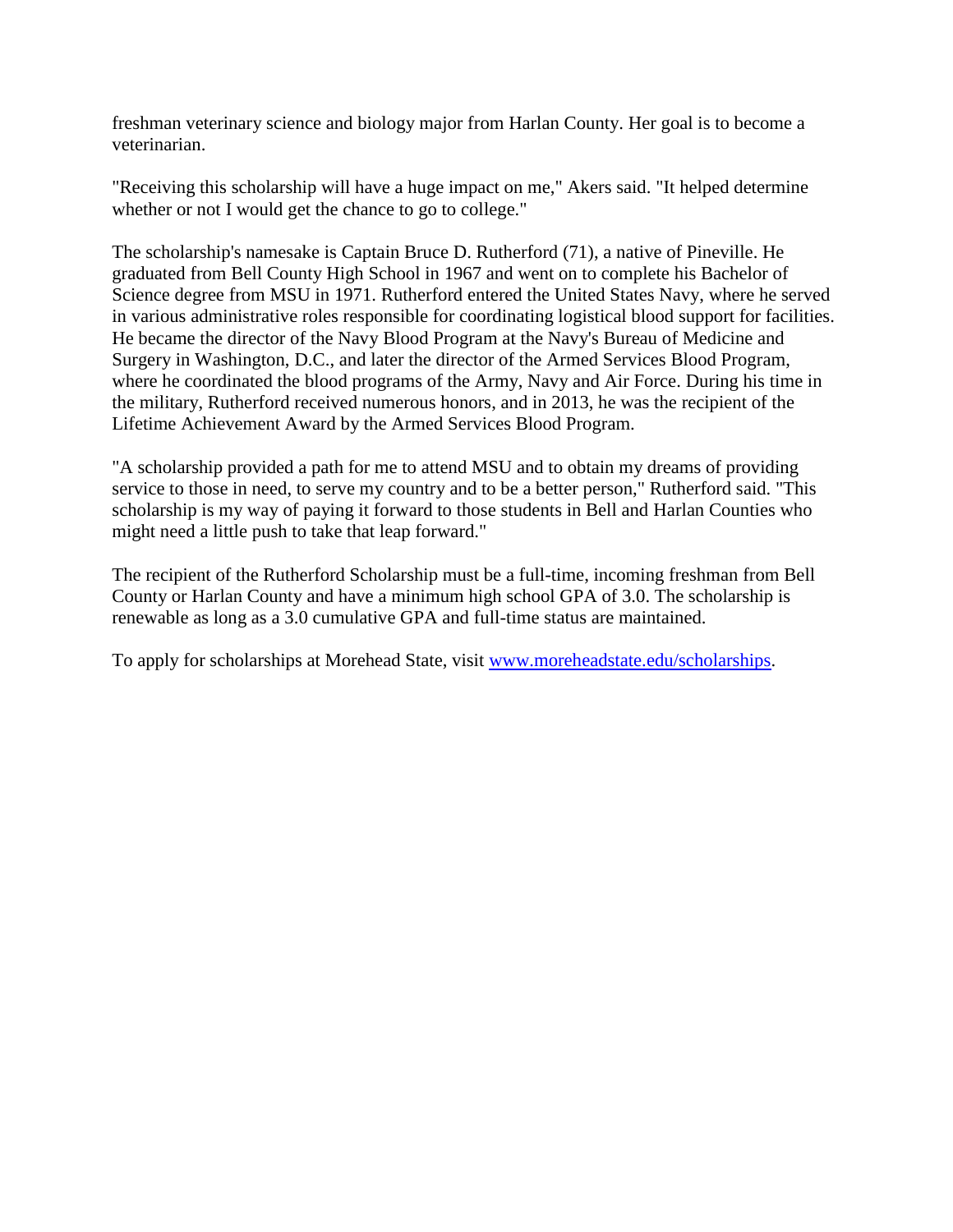freshman veterinary science and biology major from Harlan County. Her goal is to become a veterinarian.

"Receiving this scholarship will have a huge impact on me," Akers said. "It helped determine whether or not I would get the chance to go to college."

The scholarship's namesake is Captain Bruce D. Rutherford (71), a native of Pineville. He graduated from Bell County High School in 1967 and went on to complete his Bachelor of Science degree from MSU in 1971. Rutherford entered the United States Navy, where he served in various administrative roles responsible for coordinating logistical blood support for facilities. He became the director of the Navy Blood Program at the Navy's Bureau of Medicine and Surgery in Washington, D.C., and later the director of the Armed Services Blood Program, where he coordinated the blood programs of the Army, Navy and Air Force. During his time in the military, Rutherford received numerous honors, and in 2013, he was the recipient of the Lifetime Achievement Award by the Armed Services Blood Program.

"A scholarship provided a path for me to attend MSU and to obtain my dreams of providing service to those in need, to serve my country and to be a better person," Rutherford said. "This scholarship is my way of paying it forward to those students in Bell and Harlan Counties who might need a little push to take that leap forward."

The recipient of the Rutherford Scholarship must be a full-time, incoming freshman from Bell County or Harlan County and have a minimum high school GPA of 3.0. The scholarship is renewable as long as a 3.0 cumulative GPA and full-time status are maintained.

To apply for scholarships at Morehead State, visit [www.moreheadstate.edu/scholarships](http://www.moreheadstate.edu/scholarships).